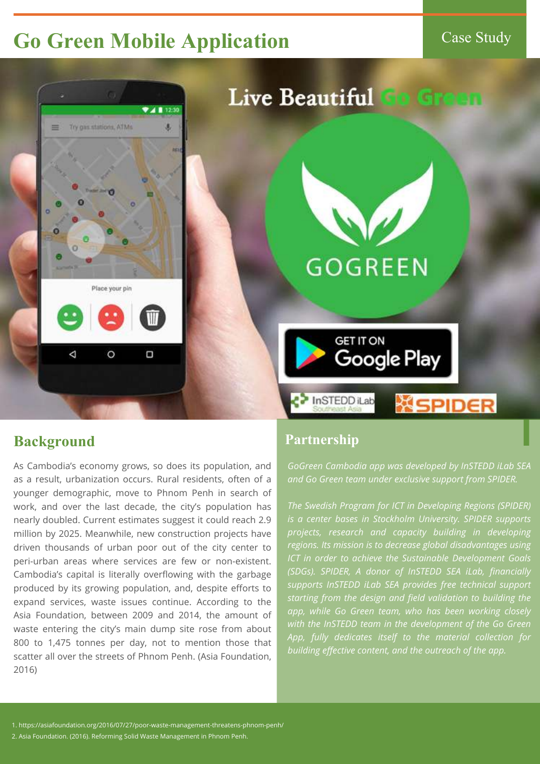# Go Green Mobile Application

Case Study

## Background

As Cambodia's economy grows, so does its population, and as a result, urbanization occurs. Rural residents, often of a younger demographic, move to Phnom Penh in search of work, and over the last decade, the city's population has nearly doubled. Current estimates suggest it could reach 2.9 million by 2025. Meanwhile, new construction projects have driven thousands of urban poor out of the city center to peri-urban areas where services are few or non-existent. Cambodia's capital is literally overflowing with the garbage produced by its growing population, and, despite efforts to expand services, waste issues continue. According to the Asia Foundation, between 2009 and 2014, the amount of waste entering the city's main dump site rose from about 800 to 1,475 tonnes per day, not to mention those that scatter all over the streets of Phnom Penh. (Asia Foundation, 2016)

## Partnership

*GoGreen Cambodia app was developed by InSTEDD iLab SEA and Go Green team under exclusive support from SPIDER.*

*The Swedish Program for ICT in Developing Regions (SPIDER) is a center bases in Stockholm University. SPIDER supports projects, research and capacity building in developing regions. Its mission is to decrease global disadvantages using ICT in order to achieve the Sustainable Development Goals (SDGs). SPIDER, A donor of InSTEDD SEA iLab, financially supports InSTEDD iLab SEA provides free technical support starting from the design and field validation to building the app, while Go Green team, who has been working closely with the InSTEDD team in the development of the Go Green App, fully dedicates itself to the material collection for building effective content, and the outreach of the app.*

1. https://asiafoundation.org/2016/07/27/poor-waste-management-threatens-phnom-penh/
2. Asia Foundation. (2016). Reforming Solid Waste Management in Phnom Penh.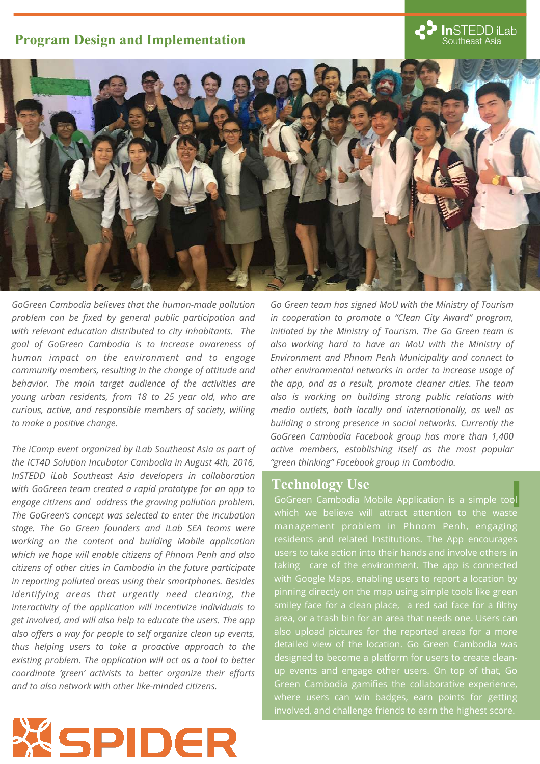## Program Design and Implementation

*GoGreen Cambodia believes that the human-made pollution problem can be fixed by general public participation and with relevant education distributed to city inhabitants. The goal of GoGreen Cambodia is to increase awareness of human impact on the environment and to engage community members, resulting in the change of attitude and behavior. The main target audience of the activities are young urban residents, from 18 to 25 year old, who are curious, active, and responsible members of society, willing to make a positive change.*

*The iCamp event organized by iLab Southeast Asia as part of the ICT4D Solution Incubator Cambodia in August 4th, 2016, InSTEDD iLab Southeast Asia developers in collaboration with GoGreen team created a rapid prototype for an app to engage citizens and address the growing pollution problem. The GoGreen's concept was selected to enter the incubation stage. The Go Green founders and iLab SEA teams were working on the content and building Mobile application which we hope will enable citizens of Phnom Penh and also citizens of other cities in Cambodia in the future participate in reporting polluted areas using their smartphones. Besides identifying areas that urgently need cleaning, the interactivity of the application will incentivize individuals to get involved, and will also help to educate the users. The app also offers a way for people to self organize clean up events, thus helping users to take a proactive approach to the existing problem. The application will act as a tool to better coordinate 'green' activists to better organize their efforts and to also network with other like-minded citizens.*

*Go Green team has signed MoU with the Ministry of Tourism in cooperation to promote a "Clean City Award" program, initiated by the Ministry of Tourism. The Go Green team is also working hard to have an MoU with the Ministry of Environment and Phnom Penh Municipality and connect to other environmental networks in order to increase usage of the app, and as a result, promote cleaner cities. The team also is working on building strong public relations with media outlets, both locally and internationally, as well as building a strong presence in social networks. Currently the GoGreen Cambodia Facebook group has more than 1,400 active members, establishing itself as the most popular "green thinking" Facebook group in Cambodia.*

## Technology Use

GoGreen Cambodia Mobile Application is a simple tool which we believe will attract attention to the waste management problem in Phnom Penh, engaging residents and related Institutions. The App encourages users to take action into their hands and involve others in taking care of the environment. The app is connected with Google Maps, enabling users to report a location by pinning directly on the map using simple tools like green smiley face for a clean place, a red sad face for a filthy area, or a trash bin for an area that needs one. Users can also upload pictures for the reported areas for a more detailed view of the location. Go Green Cambodia was designed to become a platform for users to create clean-up events and engage other users. On top of that, Go Green Cambodia gamifies the collaborative experience, where users can win badges, earn points for getting involved, and challenge friends to earn the highest score.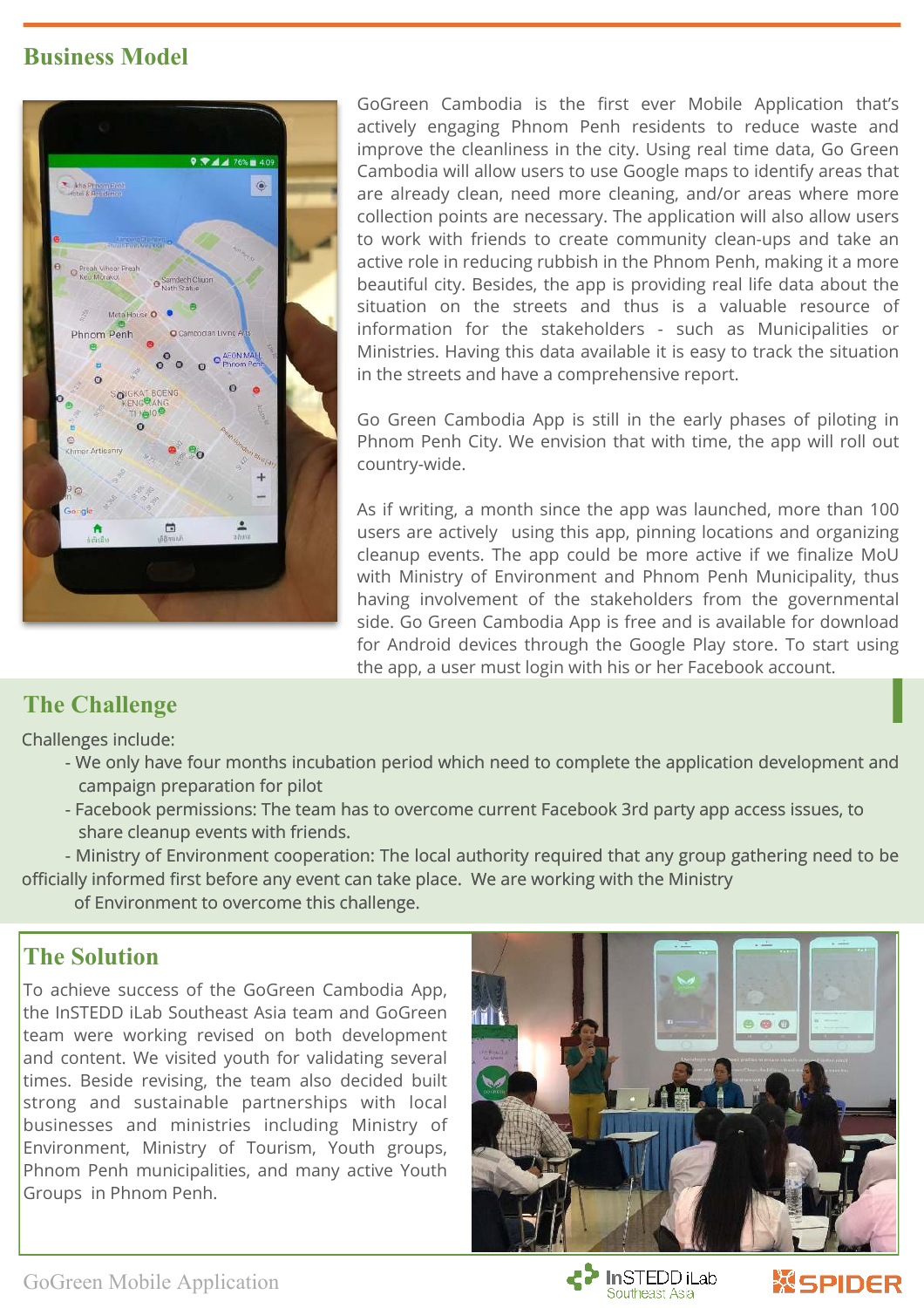## Business Model

GoGreen Cambodia is the first ever Mobile Application that's actively engaging Phnom Penh residents to reduce waste and improve the cleanliness in the city. Using real time data, Go Green Cambodia will allow users to use Google maps to identify areas that are already clean, need more cleaning, and/or areas where more collection points are necessary. The application will also allow users to work with friends to create community clean-ups and take an active role in reducing rubbish in the Phnom Penh, making it a more beautiful city. Besides, the app is providing real life data about the situation on the streets and thus is a valuable resource of information for the stakeholders - such as Municipalities or Ministries. Having this data available it is easy to track the situation in the streets and have a comprehensive report.

Go Green Cambodia App is still in the early phases of piloting in Phnom Penh City. We envision that with time, the app will roll out country-wide.

As if writing, a month since the app was launched, more than 100 users are actively using this app, pinning locations and organizing cleanup events. The app could be more active if we finalize MoU with Ministry of Environment and Phnom Penh Municipality, thus having involvement of the stakeholders from the governmental side. Go Green Cambodia App is free and is available for download for Android devices through the Google Play store. To start using the app, a user must login with his or her Facebook account.

## The Challenge

Challenges include:

- We only have four months incubation period which need to complete the application development and campaign preparation for pilot
- Facebook permissions: The team has to overcome current Facebook 3rd party app access issues, to share cleanup events with friends.
- Ministry of Environment cooperation: The local authority required that any group gathering need to be officially informed first before any event can take place. We are working with the Ministry of Environment to overcome this challenge.

## The Solution

To achieve success of the GoGreen Cambodia App, the InSTEDD iLab Southeast Asia team and GoGreen team were working revised on both development and content. We visited youth for validating several times. Beside revising, the team also decided built strong and sustainable partnerships with local businesses and ministries including Ministry of Environment, Ministry of Tourism, Youth groups, Phnom Penh municipalities, and many active Youth Groups in Phnom Penh.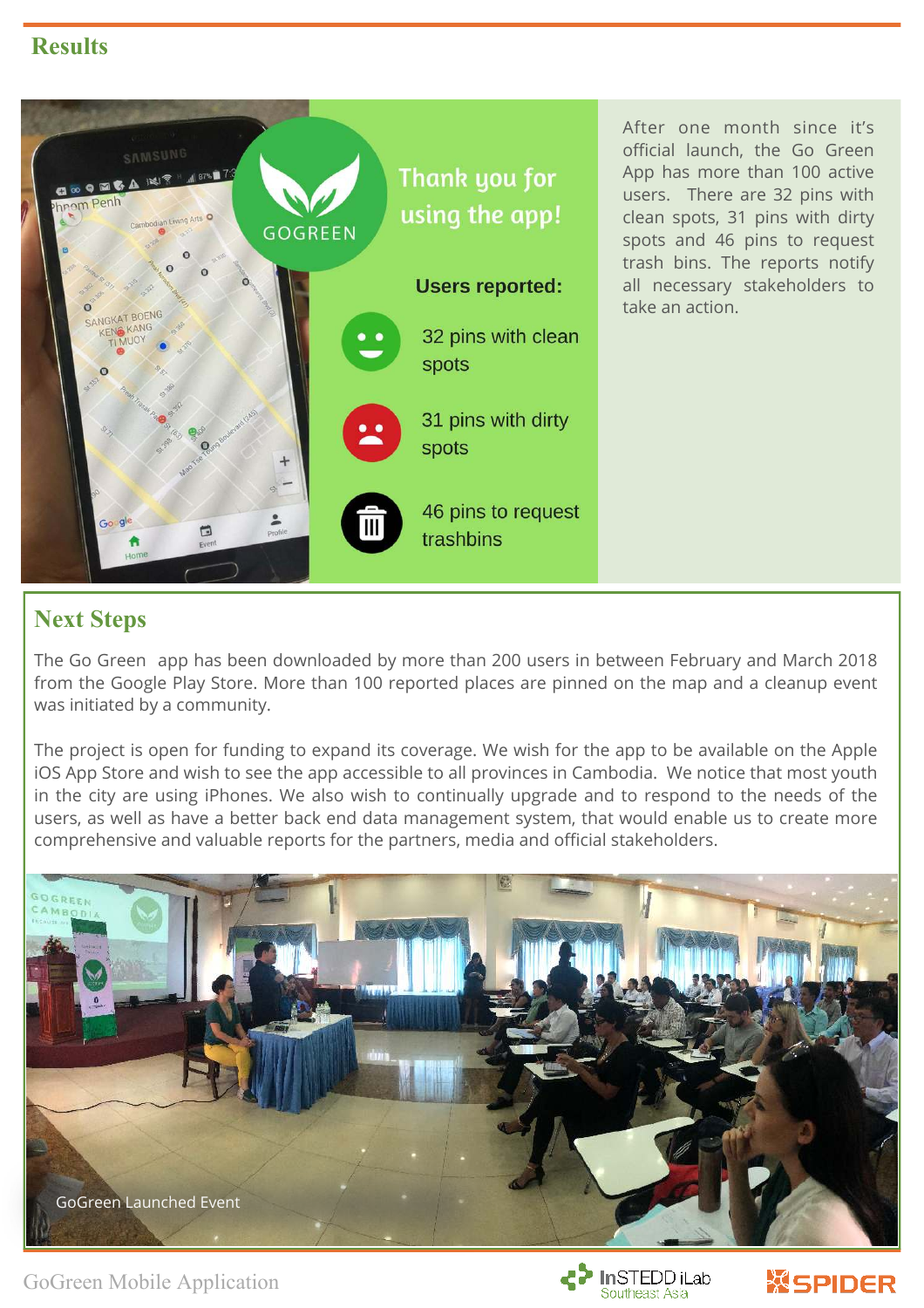## Results

Thank you for using the app!

**Users reported:**

32 pins with clean spots

31 pins with dirty spots

46 pins to request trashbins

After one month since it's official launch, the Go Green App has more than 100 active users. There are 32 pins with clean spots, 31 pins with dirty spots and 46 pins to request trash bins. The reports notify all necessary stakeholders to take an action.

## Next Steps

The Go Green app has been downloaded by more than 200 users in between February and March 2018 from the Google Play Store. More than 100 reported places are pinned on the map and a cleanup event was initiated by a community.

The project is open for funding to expand its coverage. We wish for the app to be available on the Apple iOS App Store and wish to see the app accessible to all provinces in Cambodia. We notice that most youth in the city are using iPhones. We also wish to continually upgrade and to respond to the needs of the users, as well as have a better back end data management system, that would enable us to create more comprehensive and valuable reports for the partners, media and official stakeholders.

GoGreen Launched Event